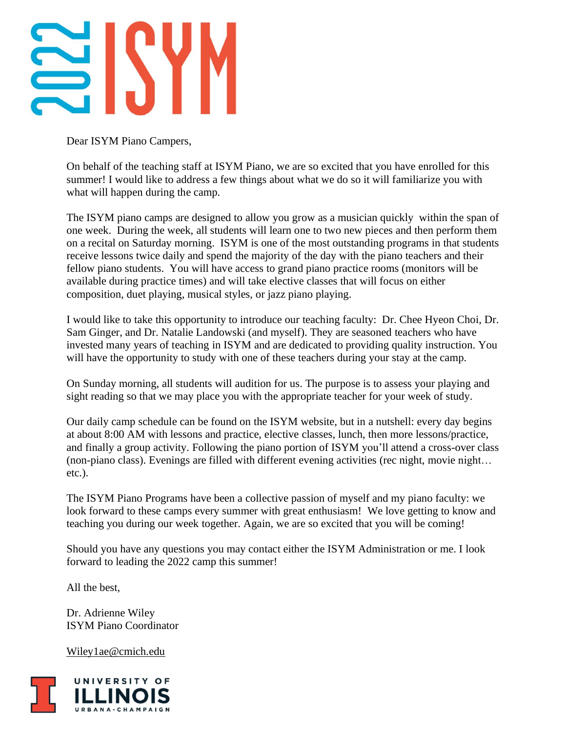# 2022 ISYM

Dear ISYM Piano Campers,

On behalf of the teaching staff at ISYM Piano, we are so excited that you have enrolled for this summer! I would like to address a few things about what we do so it will familiarize you with what will happen during the camp.

The ISYM piano camps are designed to allow you grow as a musician quickly within the span of one week. During the week, all students will learn one to two new pieces and then perform them on a recital on Saturday morning. ISYM is one of the most outstanding programs in that students receive lessons twice daily and spend the majority of the day with the piano teachers and their fellow piano students. You will have access to grand piano practice rooms (monitors will be available during practice times) and will take elective classes that will focus on either composition, duet playing, musical styles, or jazz piano playing.

I would like to take this opportunity to introduce our teaching faculty: Dr. Chee Hyeon Choi, Dr. Sam Ginger, and Dr. Natalie Landowski (and myself). They are seasoned teachers who have invested many years of teaching in ISYM and are dedicated to providing quality instruction. You will have the opportunity to study with one of these teachers during your stay at the camp.

On Sunday morning, all students will audition for us. The purpose is to assess your playing and sight reading so that we may place you with the appropriate teacher for your week of study.

Our daily camp schedule can be found on the ISYM website, but in a nutshell: every day begins at about 8:00 AM with lessons and practice, elective classes, lunch, then more lessons/practice, and finally a group activity. Following the piano portion of ISYM you'll attend a cross-over class (non-piano class). Evenings are filled with different evening activities (rec night, movie night… etc.).

The ISYM Piano Programs have been a collective passion of myself and my piano faculty: we look forward to these camps every summer with great enthusiasm! We love getting to know and teaching you during our week together. Again, we are so excited that you will be coming!

Should you have any questions you may contact either the ISYM Administration or me. I look forward to leading the 2022 camp this summer!

All the best,

Dr. Adrienne Wiley  
ISYM Piano Coordinator

Wiley1ae@cmich.edu

University of Illinois Urbana-Champaign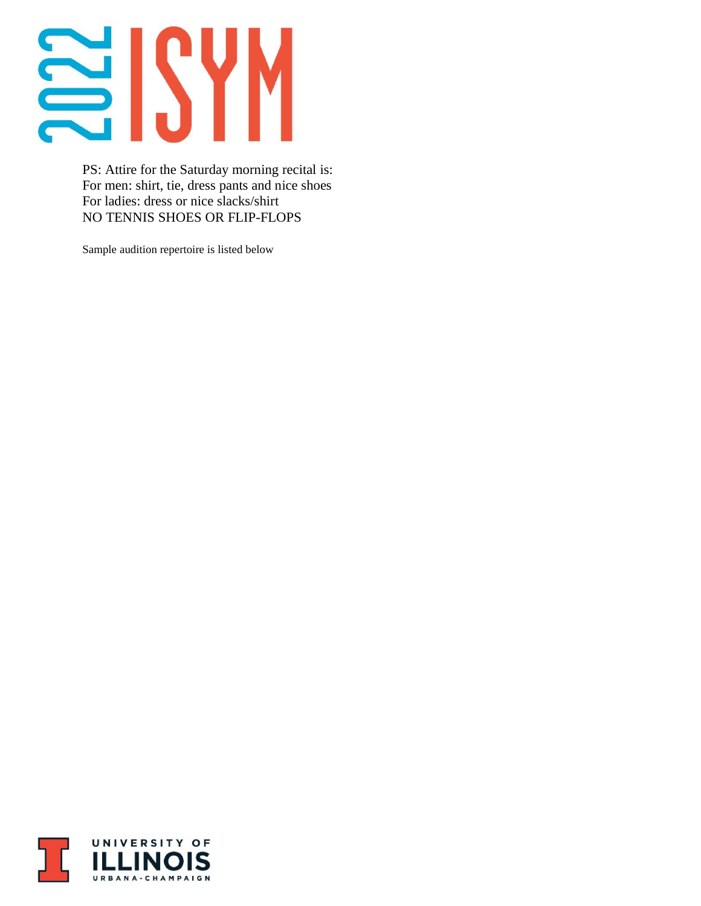PS: Attire for the Saturday morning recital is:
For men: shirt, tie, dress pants and nice shoes
For ladies: dress or nice slacks/shirt
NO TENNIS SHOES OR FLIP-FLOPS

Sample audition repertoire is listed below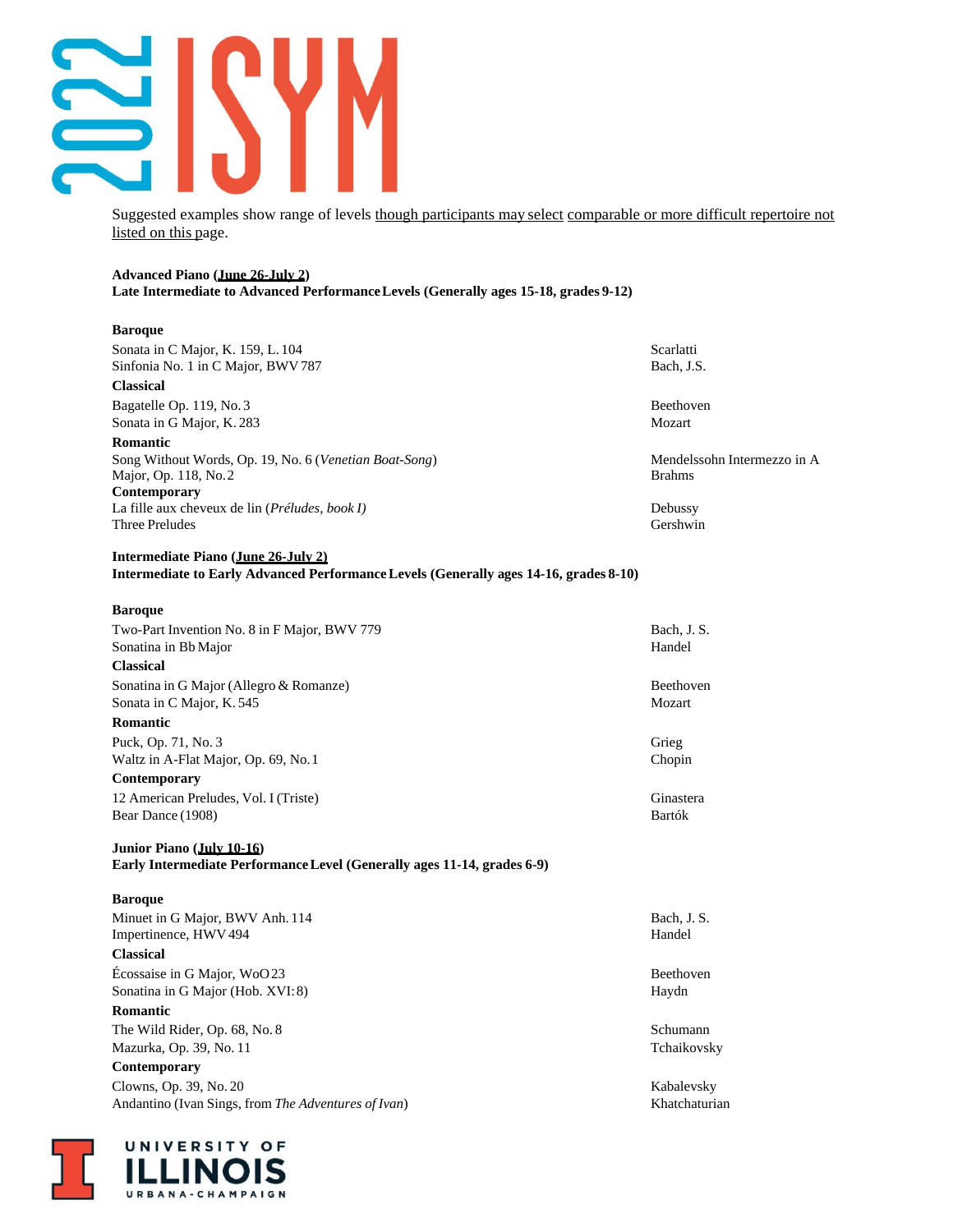# 2022 ISYM

Suggested examples show range of levels though participants may select comparable or more difficult repertoire not listed on this page.

**Advanced Piano (June 26-July 2)**
**Late Intermediate to Advanced Performance Levels (Generally ages 15-18, grades 9-12)**

**Baroque**

| | |
|---|---|
| Sonata in C Major, K. 159, L. 104 | Scarlatti |
| Sinfonia No. 1 in C Major, BWV 787 | Bach, J.S. |

**Classical**

| | |
|---|---|
| Bagatelle Op. 119, No. 3 | Beethoven |
| Sonata in G Major, K. 283 | Mozart |

**Romantic**

| | |
|---|---|
| Song Without Words, Op. 19, No. 6 (*Venetian Boat-Song*) | Mendelssohn |
| Intermezzo in A Major, Op. 118, No. 2 | Brahms |

**Contemporary**

| | |
|---|---|
| La fille aux cheveux de lin (*Préludes, book I*) | Debussy |
| Three Preludes | Gershwin |

**Intermediate Piano (June 26-July 2)**
**Intermediate to Early Advanced Performance Levels (Generally ages 14-16, grades 8-10)**

**Baroque**

| | |
|---|---|
| Two-Part Invention No. 8 in F Major, BWV 779 | Bach, J. S. |
| Sonatina in Bb Major | Handel |

**Classical**

| | |
|---|---|
| Sonatina in G Major (Allegro & Romanze) | Beethoven |
| Sonata in C Major, K. 545 | Mozart |

**Romantic**

| | |
|---|---|
| Puck, Op. 71, No. 3 | Grieg |
| Waltz in A-Flat Major, Op. 69, No. 1 | Chopin |

**Contemporary**

| | |
|---|---|
| 12 American Preludes, Vol. I (Triste) | Ginastera |
| Bear Dance (1908) | Bartók |

**Junior Piano (July 10-16)**
**Early Intermediate Performance Level (Generally ages 11-14, grades 6-9)**

**Baroque**

| | |
|---|---|
| Minuet in G Major, BWV Anh. 114 | Bach, J. S. |
| Impertinence, HWV 494 | Handel |

**Classical**

| | |
|---|---|
| Écossaise in G Major, WoO 23 | Beethoven |
| Sonatina in G Major (Hob. XVI:8) | Haydn |

**Romantic**

| | |
|---|---|
| The Wild Rider, Op. 68, No. 8 | Schumann |
| Mazurka, Op. 39, No. 11 | Tchaikovsky |

**Contemporary**

| | |
|---|---|
| Clowns, Op. 39, No. 20 | Kabalevsky |
| Andantino (Ivan Sings, from *The Adventures of Ivan*) | Khatchaturian |

UNIVERSITY OF ILLINOIS URBANA-CHAMPAIGN